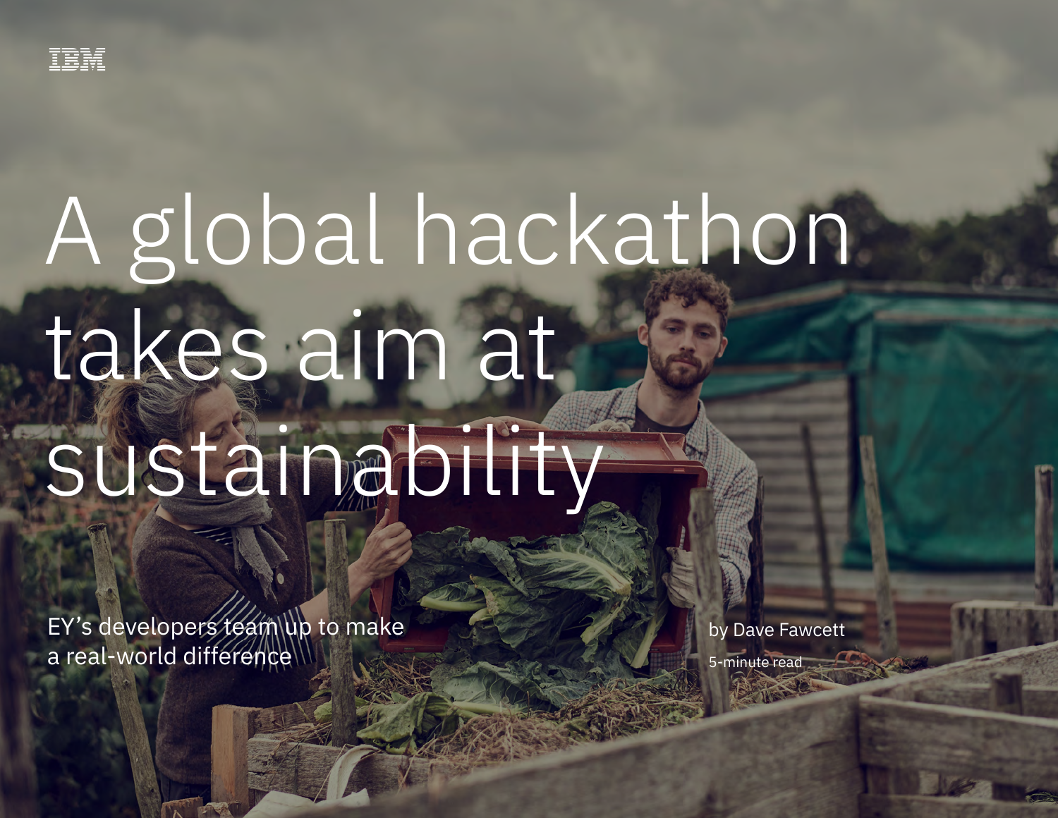IBM

# A global hackathon takes aim at sustainability

EY's developers team up to make a real-world difference

by Dave Fawcett

5-minute read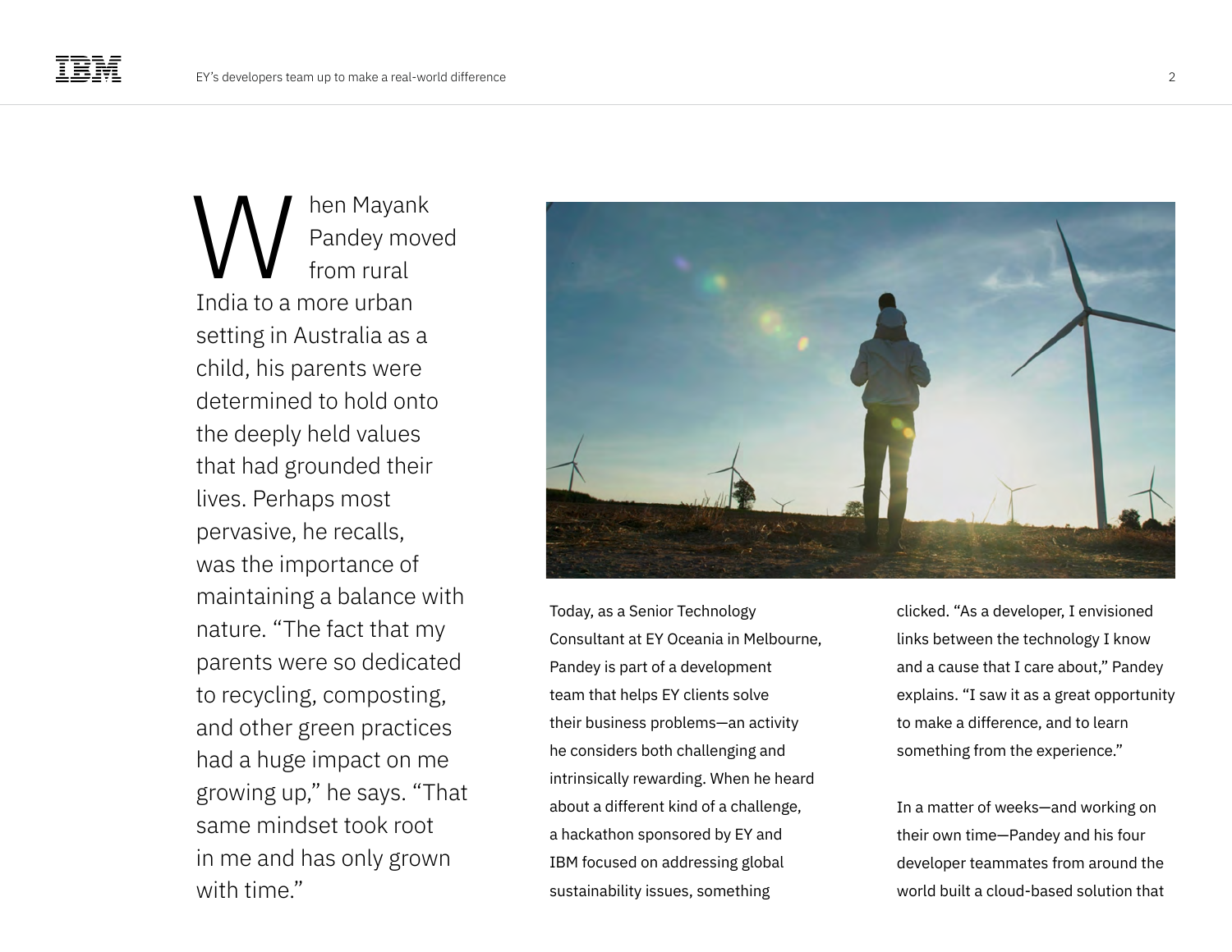When Mayank Pandey moved from rural India to a more urban setting in Australia as a child, his parents were determined to hold onto the deeply held values that had grounded their lives. Perhaps most pervasive, he recalls, was the importance of maintaining a balance with nature. "The fact that my parents were so dedicated to recycling, composting, and other green practices had a huge impact on me growing up," he says. "That same mindset took root in me and has only grown with time."

Today, as a Senior Technology Consultant at EY Oceania in Melbourne, Pandey is part of a development team that helps EY clients solve their business problems—an activity he considers both challenging and intrinsically rewarding. When he heard about a different kind of a challenge, a hackathon sponsored by EY and IBM focused on addressing global sustainability issues, something clicked. "As a developer, I envisioned links between the technology I know and a cause that I care about," Pandey explains. "I saw it as a great opportunity to make a difference, and to learn something from the experience."

In a matter of weeks—and working on their own time—Pandey and his four developer teammates from around the world built a cloud-based solution that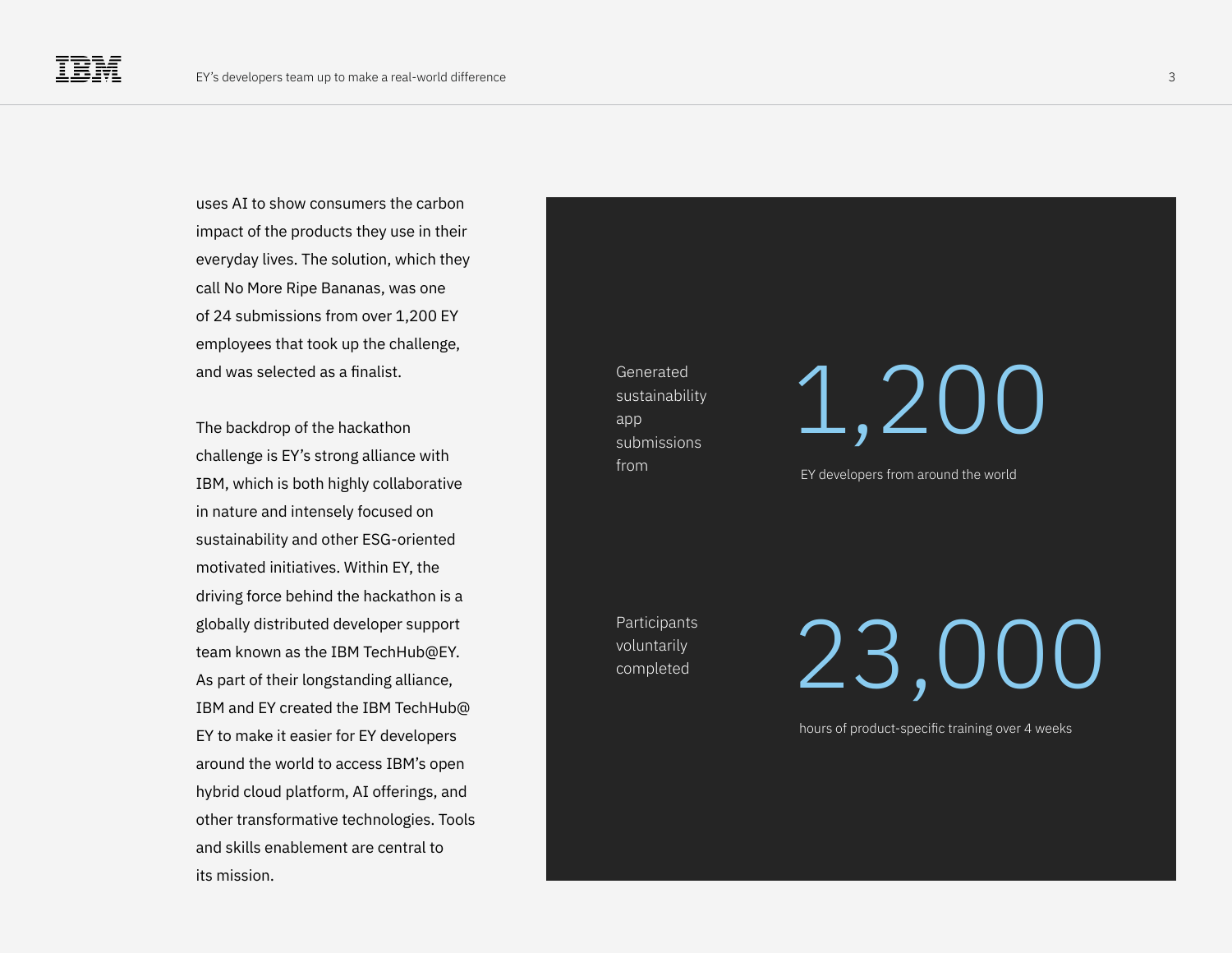uses AI to show consumers the carbon impact of the products they use in their everyday lives. The solution, which they call No More Ripe Bananas, was one of 24 submissions from over 1,200 EY employees that took up the challenge, and was selected as a finalist.

The backdrop of the hackathon challenge is EY's strong alliance with IBM, which is both highly collaborative in nature and intensely focused on sustainability and other ESG-oriented motivated initiatives. Within EY, the driving force behind the hackathon is a globally distributed developer support team known as the IBM TechHub@EY. As part of their longstanding alliance, IBM and EY created the IBM TechHub@EY to make it easier for EY developers around the world to access IBM's open hybrid cloud platform, AI offerings, and other transformative technologies. Tools and skills enablement are central to its mission.

Generated sustainability app submissions from

**1,200**

EY developers from around the world

Participants voluntarily completed

**23,000**

hours of product-specific training over 4 weeks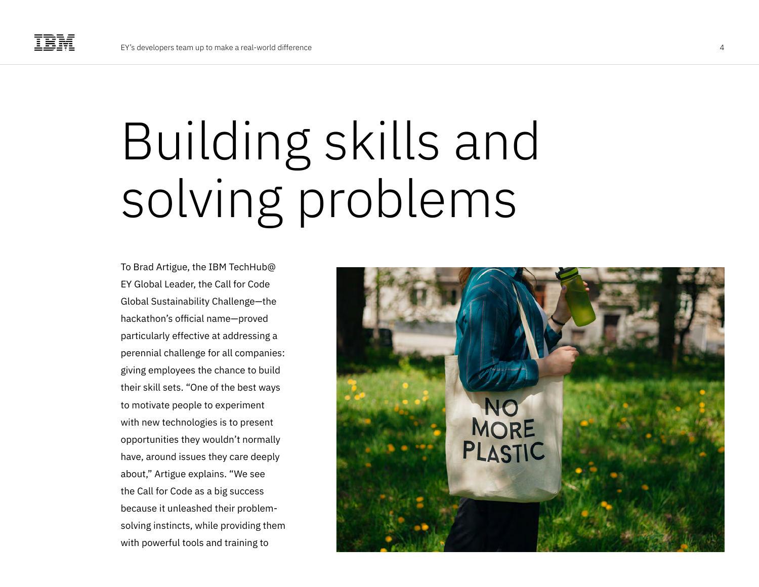# Building skills and solving problems

To Brad Artigue, the IBM TechHub@ EY Global Leader, the Call for Code Global Sustainability Challenge—the hackathon's official name—proved particularly effective at addressing a perennial challenge for all companies: giving employees the chance to build their skill sets. "One of the best ways to motivate people to experiment with new technologies is to present opportunities they wouldn't normally have, around issues they care deeply about," Artigue explains. "We see the Call for Code as a big success because it unleashed their problem-solving instincts, while providing them with powerful tools and training to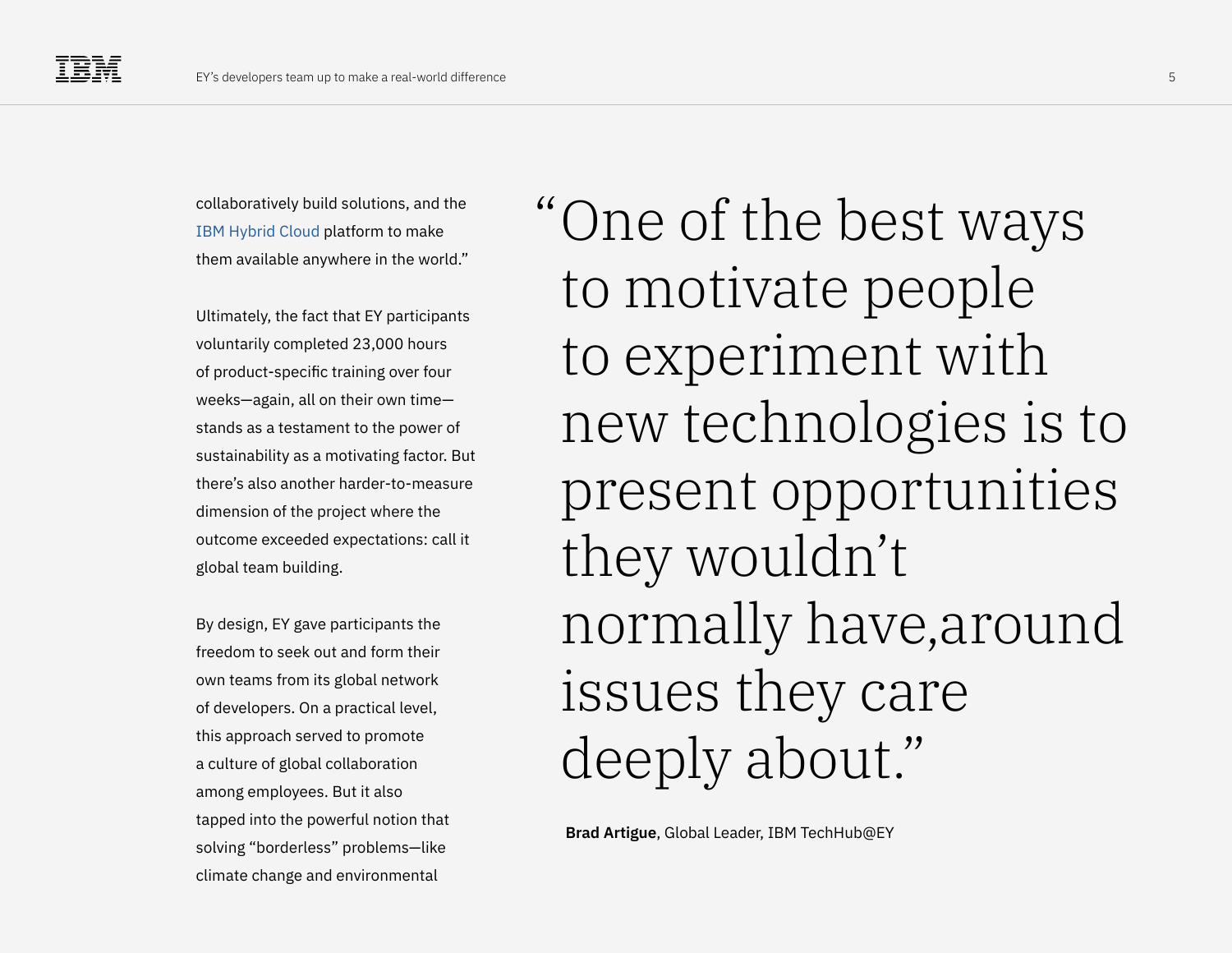collaboratively build solutions, and the IBM Hybrid Cloud platform to make them available anywhere in the world."

Ultimately, the fact that EY participants voluntarily completed 23,000 hours of product-specific training over four weeks—again, all on their own time—stands as a testament to the power of sustainability as a motivating factor. But there's also another harder-to-measure dimension of the project where the outcome exceeded expectations: call it global team building.

By design, EY gave participants the freedom to seek out and form their own teams from its global network of developers. On a practical level, this approach served to promote a culture of global collaboration among employees. But it also tapped into the powerful notion that solving "borderless" problems—like climate change and environmental

> "One of the best ways to motivate people to experiment with new technologies is to present opportunities they wouldn't normally have,around issues they care deeply about."
>
> **Brad Artigue**, Global Leader, IBM TechHub@EY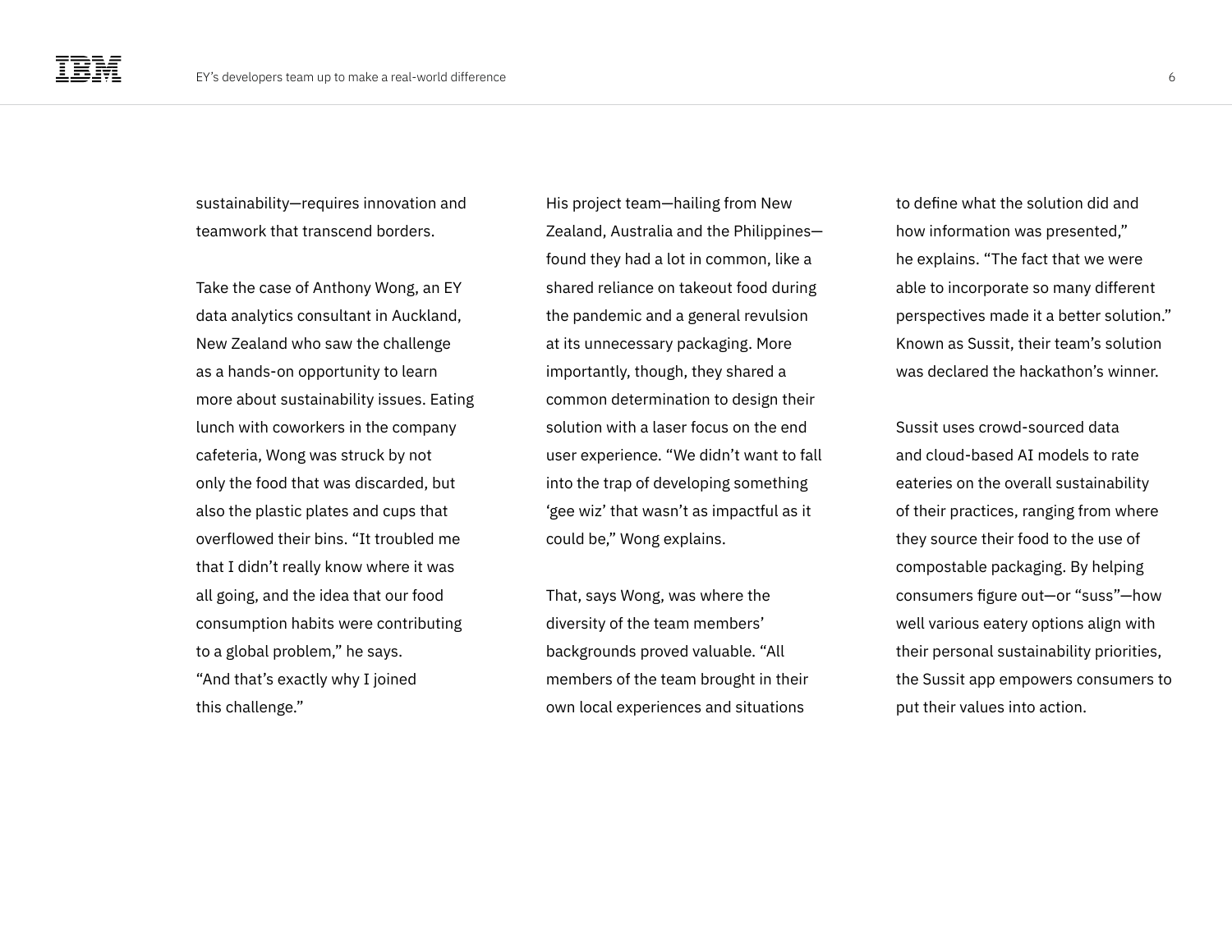sustainability—requires innovation and teamwork that transcend borders.

Take the case of Anthony Wong, an EY data analytics consultant in Auckland, New Zealand who saw the challenge as a hands-on opportunity to learn more about sustainability issues. Eating lunch with coworkers in the company cafeteria, Wong was struck by not only the food that was discarded, but also the plastic plates and cups that overflowed their bins. "It troubled me that I didn't really know where it was all going, and the idea that our food consumption habits were contributing to a global problem," he says. "And that's exactly why I joined this challenge."

His project team—hailing from New Zealand, Australia and the Philippines—found they had a lot in common, like a shared reliance on takeout food during the pandemic and a general revulsion at its unnecessary packaging. More importantly, though, they shared a common determination to design their solution with a laser focus on the end user experience. "We didn't want to fall into the trap of developing something 'gee wiz' that wasn't as impactful as it could be," Wong explains.

That, says Wong, was where the diversity of the team members' backgrounds proved valuable. "All members of the team brought in their own local experiences and situations to define what the solution did and how information was presented," he explains. "The fact that we were able to incorporate so many different perspectives made it a better solution." Known as Sussit, their team's solution was declared the hackathon's winner.

Sussit uses crowd-sourced data and cloud-based AI models to rate eateries on the overall sustainability of their practices, ranging from where they source their food to the use of compostable packaging. By helping consumers figure out—or "suss"—how well various eatery options align with their personal sustainability priorities, the Sussit app empowers consumers to put their values into action.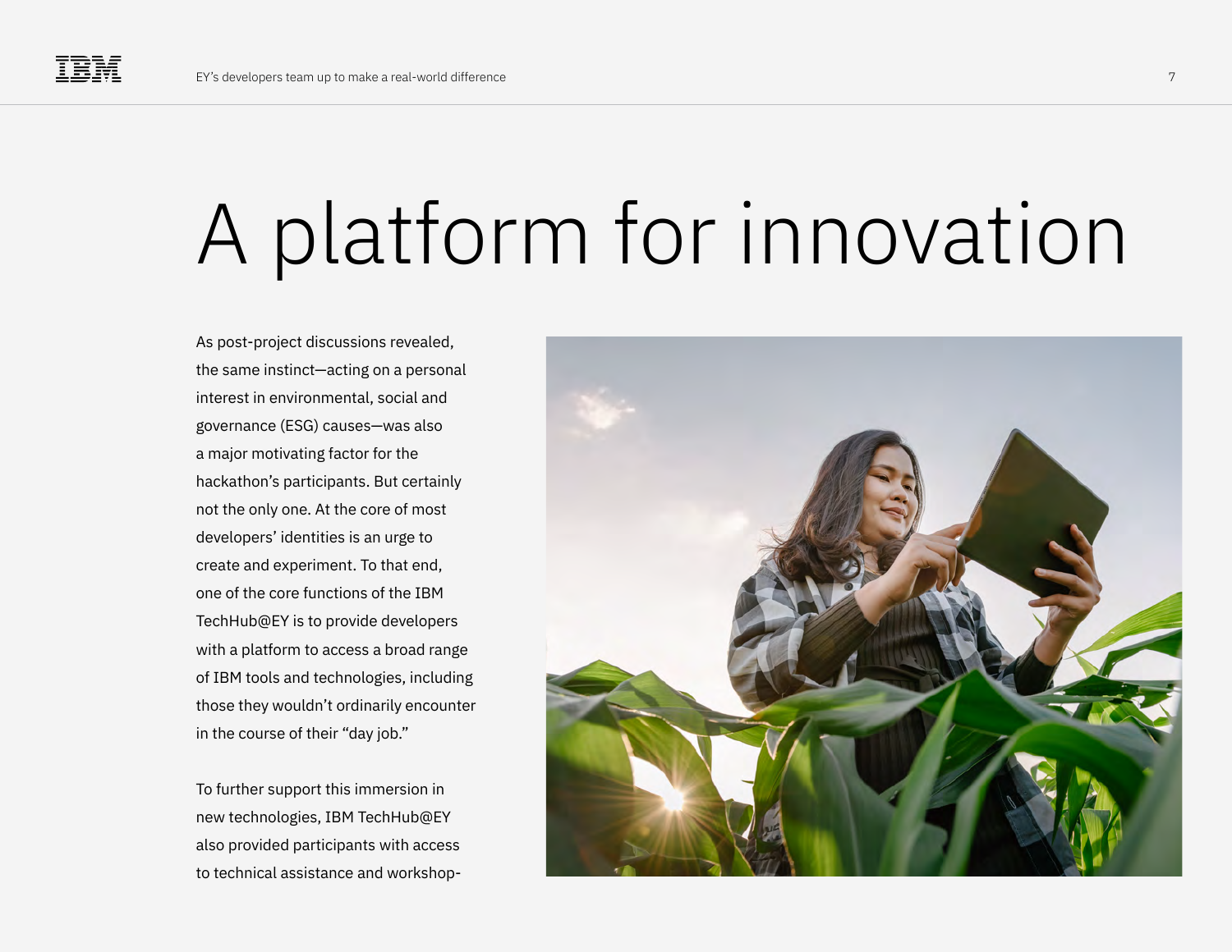# A platform for innovation

As post-project discussions revealed, the same instinct—acting on a personal interest in environmental, social and governance (ESG) causes—was also a major motivating factor for the hackathon's participants. But certainly not the only one. At the core of most developers' identities is an urge to create and experiment. To that end, one of the core functions of the IBM TechHub@EY is to provide developers with a platform to access a broad range of IBM tools and technologies, including those they wouldn't ordinarily encounter in the course of their "day job."

To further support this immersion in new technologies, IBM TechHub@EY also provided participants with access to technical assistance and workshop-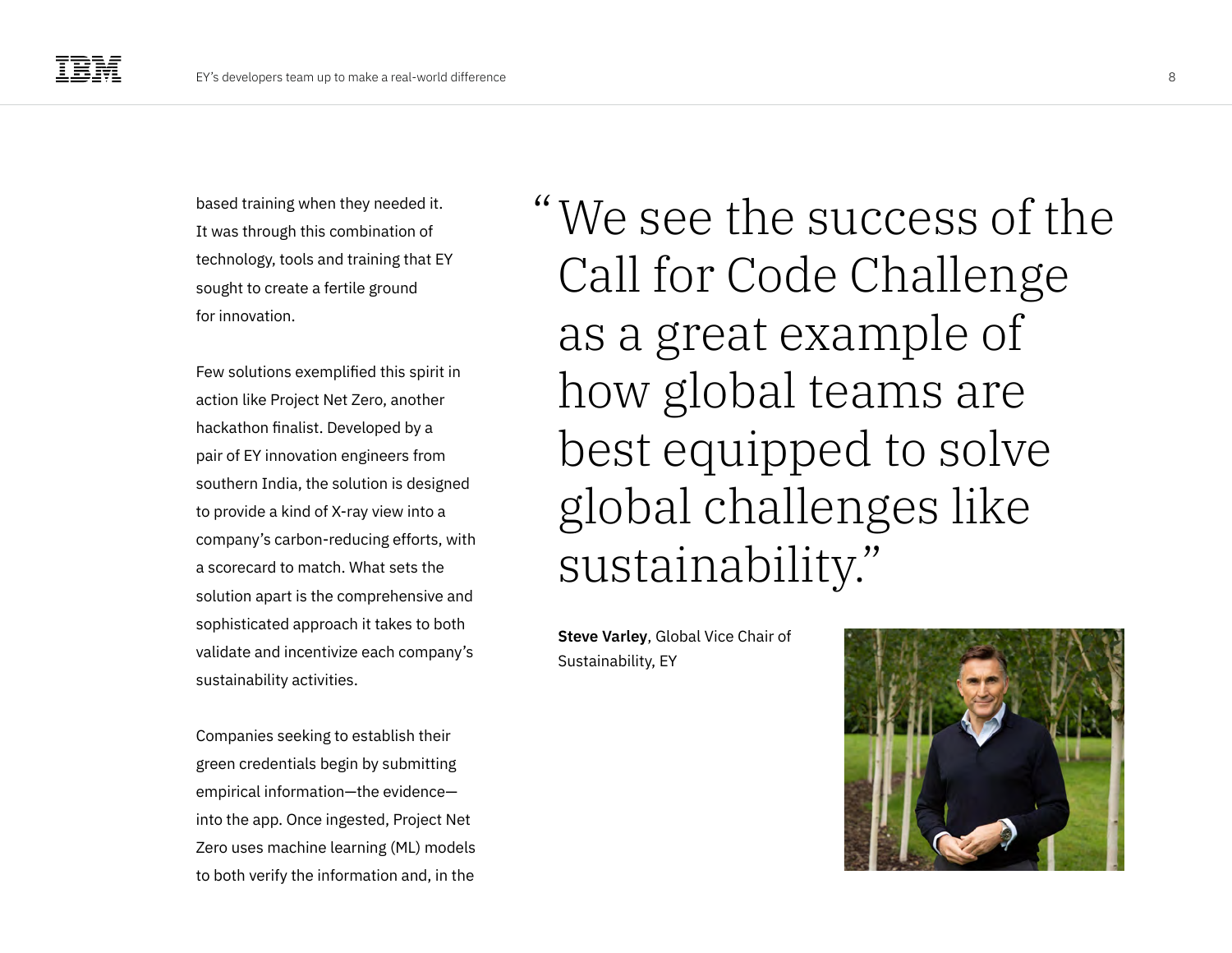based training when they needed it. It was through this combination of technology, tools and training that EY sought to create a fertile ground for innovation.

Few solutions exemplified this spirit in action like Project Net Zero, another hackathon finalist. Developed by a pair of EY innovation engineers from southern India, the solution is designed to provide a kind of X-ray view into a company's carbon-reducing efforts, with a scorecard to match. What sets the solution apart is the comprehensive and sophisticated approach it takes to both validate and incentivize each company's sustainability activities.

Companies seeking to establish their green credentials begin by submitting empirical information—the evidence—into the app. Once ingested, Project Net Zero uses machine learning (ML) models to both verify the information and, in the

> "We see the success of the Call for Code Challenge as a great example of how global teams are best equipped to solve global challenges like sustainability."

**Steve Varley**, Global Vice Chair of Sustainability, EY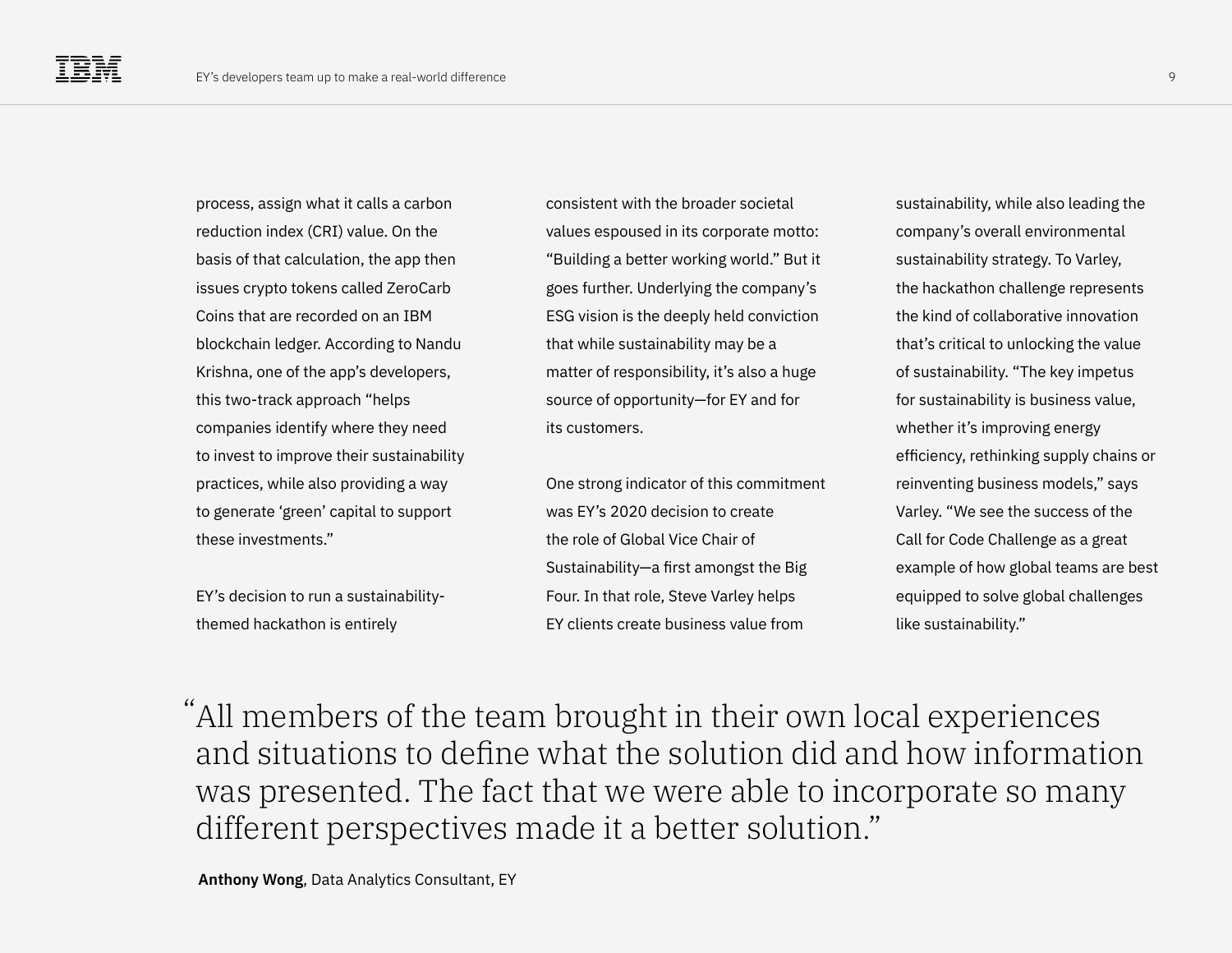process, assign what it calls a carbon reduction index (CRI) value. On the basis of that calculation, the app then issues crypto tokens called ZeroCarb Coins that are recorded on an IBM blockchain ledger. According to Nandu Krishna, one of the app's developers, this two-track approach "helps companies identify where they need to invest to improve their sustainability practices, while also providing a way to generate 'green' capital to support these investments."

EY's decision to run a sustainability-themed hackathon is entirely consistent with the broader societal values espoused in its corporate motto: "Building a better working world." But it goes further. Underlying the company's ESG vision is the deeply held conviction that while sustainability may be a matter of responsibility, it's also a huge source of opportunity—for EY and for its customers.

One strong indicator of this commitment was EY's 2020 decision to create the role of Global Vice Chair of Sustainability—a first amongst the Big Four. In that role, Steve Varley helps EY clients create business value from sustainability, while also leading the company's overall environmental sustainability strategy. To Varley, the hackathon challenge represents the kind of collaborative innovation that's critical to unlocking the value of sustainability. "The key impetus for sustainability is business value, whether it's improving energy efficiency, rethinking supply chains or reinventing business models," says Varley. "We see the success of the Call for Code Challenge as a great example of how global teams are best equipped to solve global challenges like sustainability."

> "All members of the team brought in their own local experiences and situations to define what the solution did and how information was presented. The fact that we were able to incorporate so many different perspectives made it a better solution."
>
> **Anthony Wong**, Data Analytics Consultant, EY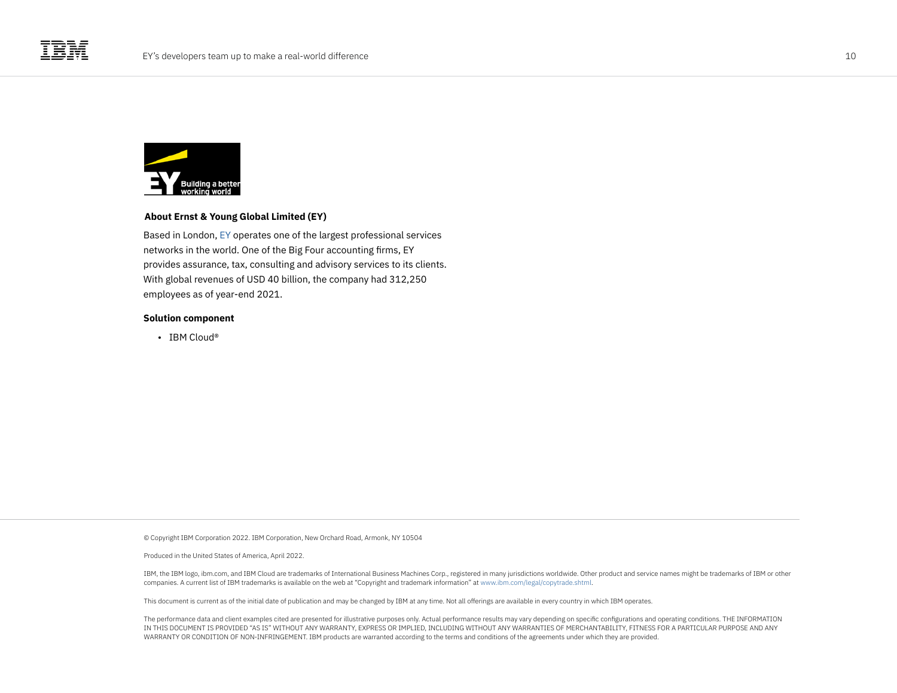**About Ernst & Young Global Limited (EY)**

Based in London, EY operates one of the largest professional services networks in the world. One of the Big Four accounting firms, EY provides assurance, tax, consulting and advisory services to its clients. With global revenues of USD 40 billion, the company had 312,250 employees as of year-end 2021.

**Solution component**

- IBM Cloud®

© Copyright IBM Corporation 2022. IBM Corporation, New Orchard Road, Armonk, NY 10504

Produced in the United States of America, April 2022.

IBM, the IBM logo, ibm.com, and IBM Cloud are trademarks of International Business Machines Corp., registered in many jurisdictions worldwide. Other product and service names might be trademarks of IBM or other companies. A current list of IBM trademarks is available on the web at "Copyright and trademark information" at www.ibm.com/legal/copytrade.shtml.

This document is current as of the initial date of publication and may be changed by IBM at any time. Not all offerings are available in every country in which IBM operates.

The performance data and client examples cited are presented for illustrative purposes only. Actual performance results may vary depending on specific configurations and operating conditions. THE INFORMATION IN THIS DOCUMENT IS PROVIDED "AS IS" WITHOUT ANY WARRANTY, EXPRESS OR IMPLIED, INCLUDING WITHOUT ANY WARRANTIES OF MERCHANTABILITY, FITNESS FOR A PARTICULAR PURPOSE AND ANY WARRANTY OR CONDITION OF NON-INFRINGEMENT. IBM products are warranted according to the terms and conditions of the agreements under which they are provided.